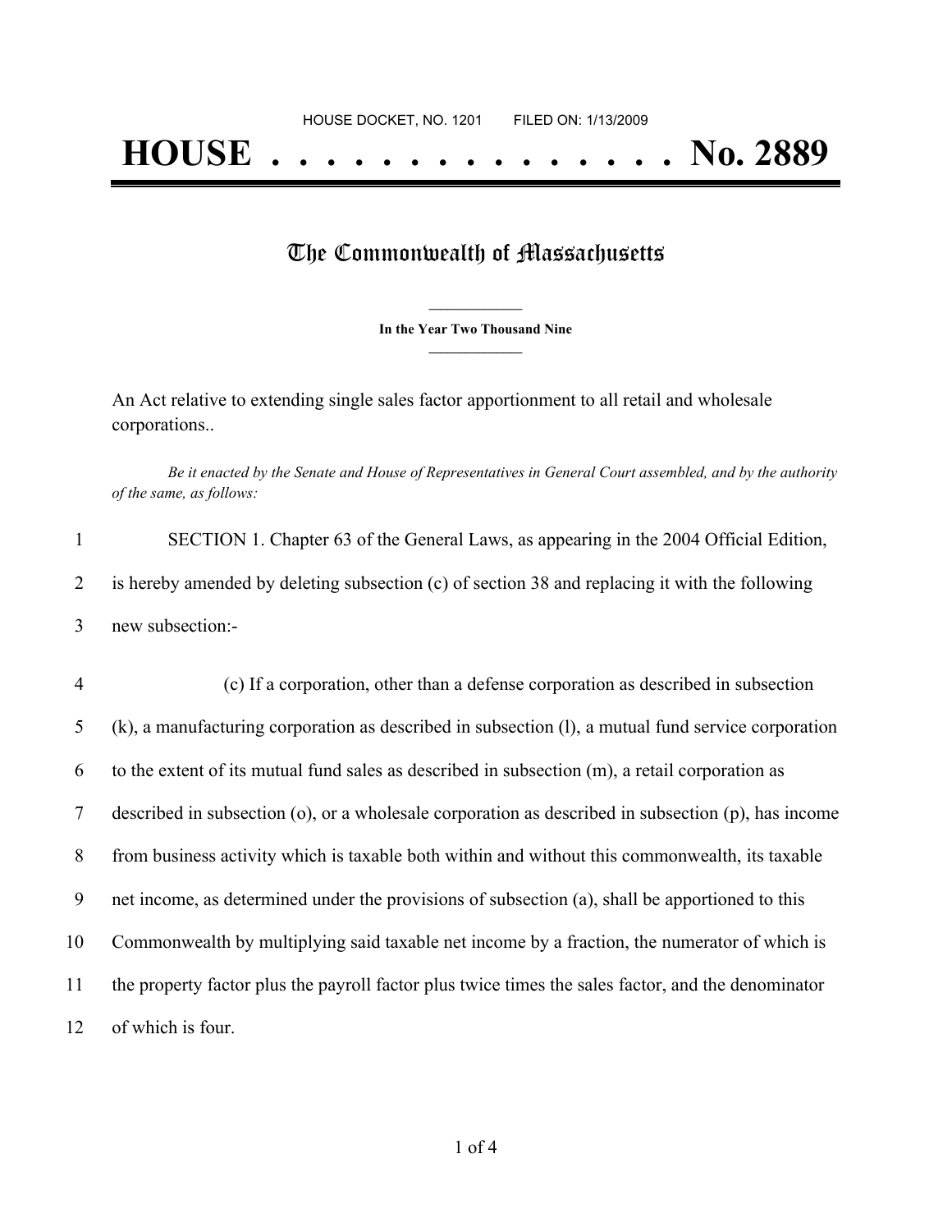HOUSE DOCKET, NO. 1201        FILED ON: 1/13/2009

# HOUSE . . . . . . . . . . . . . . . No. 2889

## The Commonwealth of Massachusetts

**In the Year Two Thousand Nine**

An Act relative to extending single sales factor apportionment to all retail and wholesale corporations..

*Be it enacted by the Senate and House of Representatives in General Court assembled, and by the authority of the same, as follows:*

1 SECTION 1. Chapter 63 of the General Laws, as appearing in the 2004 Official Edition,
2 is hereby amended by deleting subsection (c) of section 38 and replacing it with the following
3 new subsection:-

4 (c) If a corporation, other than a defense corporation as described in subsection
5 (k), a manufacturing corporation as described in subsection (l), a mutual fund service corporation
6 to the extent of its mutual fund sales as described in subsection (m), a retail corporation as
7 described in subsection (o), or a wholesale corporation as described in subsection (p), has income
8 from business activity which is taxable both within and without this commonwealth, its taxable
9 net income, as determined under the provisions of subsection (a), shall be apportioned to this
10 Commonwealth by multiplying said taxable net income by a fraction, the numerator of which is
11 the property factor plus the payroll factor plus twice times the sales factor, and the denominator
12 of which is four.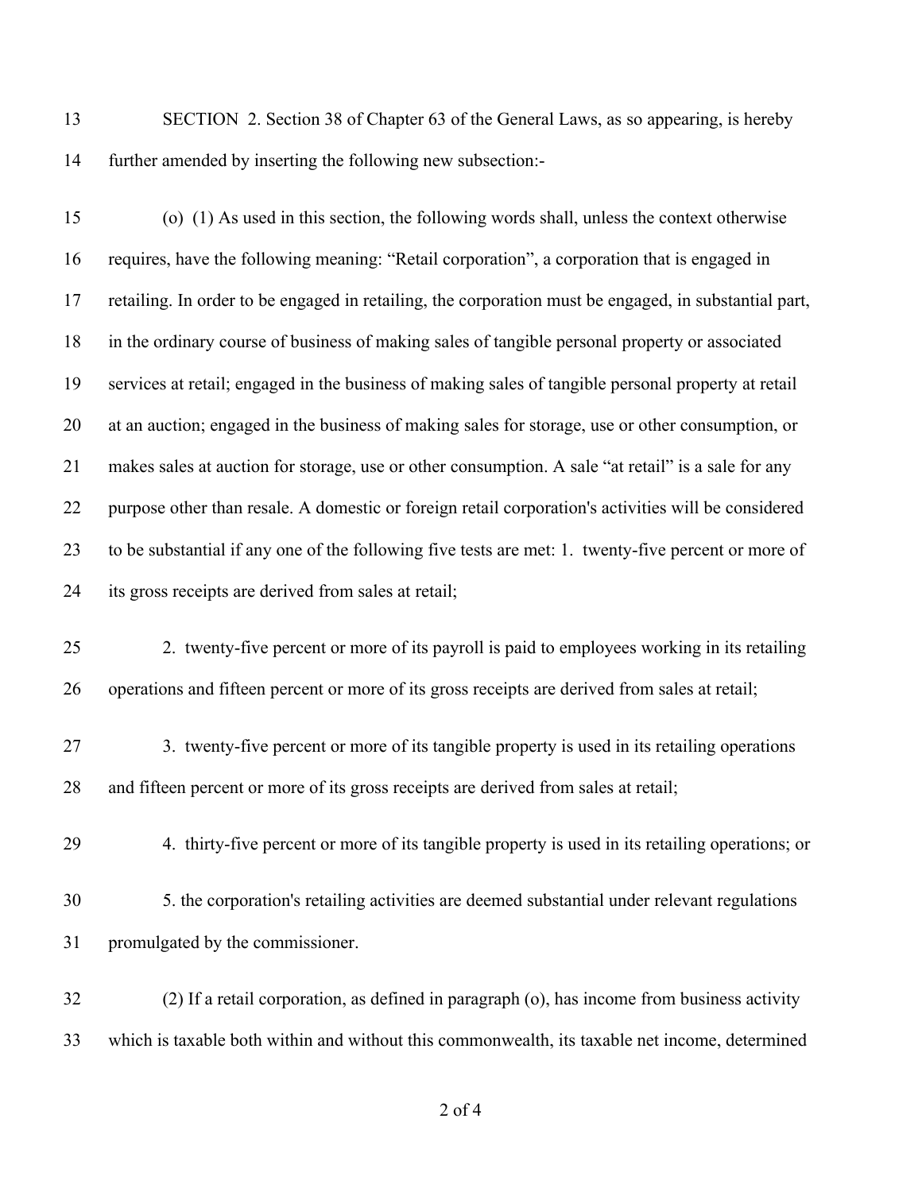SECTION 2. Section 38 of Chapter 63 of the General Laws, as so appearing, is hereby further amended by inserting the following new subsection:-

(o) (1) As used in this section, the following words shall, unless the context otherwise requires, have the following meaning: "Retail corporation", a corporation that is engaged in retailing. In order to be engaged in retailing, the corporation must be engaged, in substantial part, in the ordinary course of business of making sales of tangible personal property or associated services at retail; engaged in the business of making sales of tangible personal property at retail at an auction; engaged in the business of making sales for storage, use or other consumption, or makes sales at auction for storage, use or other consumption. A sale "at retail" is a sale for any purpose other than resale. A domestic or foreign retail corporation's activities will be considered to be substantial if any one of the following five tests are met: 1. twenty-five percent or more of its gross receipts are derived from sales at retail;

2. twenty-five percent or more of its payroll is paid to employees working in its retailing operations and fifteen percent or more of its gross receipts are derived from sales at retail;

3. twenty-five percent or more of its tangible property is used in its retailing operations and fifteen percent or more of its gross receipts are derived from sales at retail;

4. thirty-five percent or more of its tangible property is used in its retailing operations; or

5. the corporation's retailing activities are deemed substantial under relevant regulations promulgated by the commissioner.

(2) If a retail corporation, as defined in paragraph (o), has income from business activity which is taxable both within and without this commonwealth, its taxable net income, determined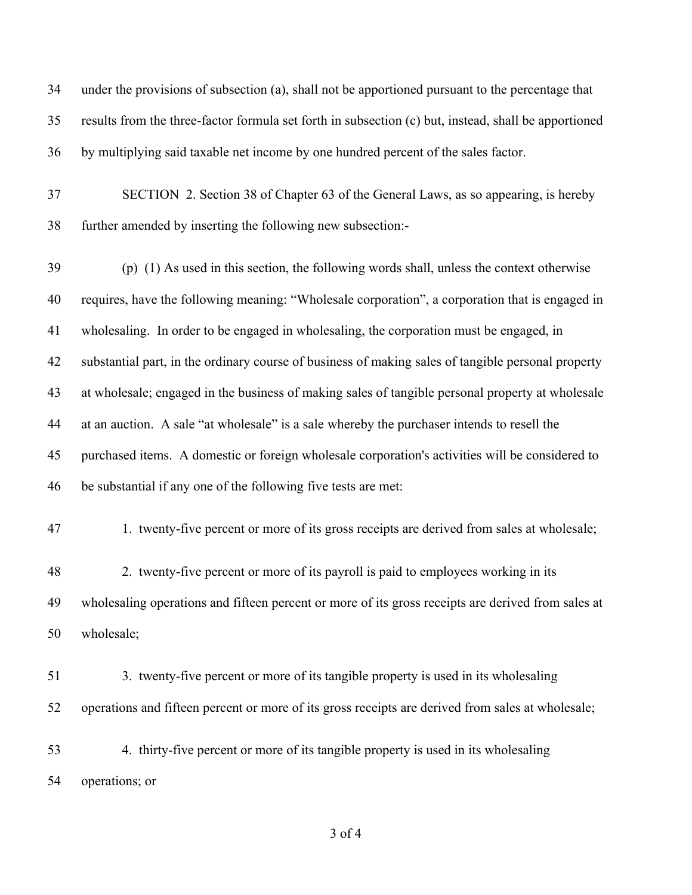under the provisions of subsection (a), shall not be apportioned pursuant to the percentage that results from the three-factor formula set forth in subsection (c) but, instead, shall be apportioned by multiplying said taxable net income by one hundred percent of the sales factor.

SECTION 2. Section 38 of Chapter 63 of the General Laws, as so appearing, is hereby further amended by inserting the following new subsection:-

(p) (1) As used in this section, the following words shall, unless the context otherwise requires, have the following meaning: “Wholesale corporation”, a corporation that is engaged in wholesaling. In order to be engaged in wholesaling, the corporation must be engaged, in substantial part, in the ordinary course of business of making sales of tangible personal property at wholesale; engaged in the business of making sales of tangible personal property at wholesale at an auction. A sale “at wholesale” is a sale whereby the purchaser intends to resell the purchased items. A domestic or foreign wholesale corporation's activities will be considered to be substantial if any one of the following five tests are met:

1. twenty-five percent or more of its gross receipts are derived from sales at wholesale;

2. twenty-five percent or more of its payroll is paid to employees working in its wholesaling operations and fifteen percent or more of its gross receipts are derived from sales at wholesale;

3. twenty-five percent or more of its tangible property is used in its wholesaling operations and fifteen percent or more of its gross receipts are derived from sales at wholesale;

4. thirty-five percent or more of its tangible property is used in its wholesaling operations; or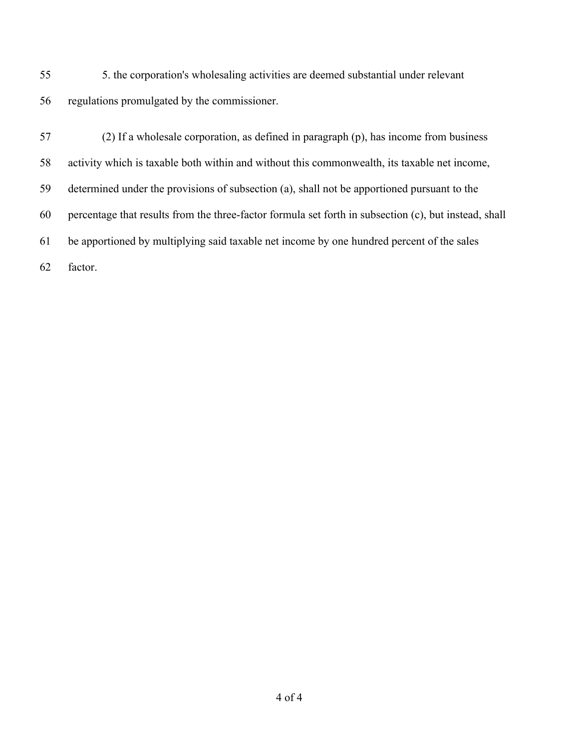5. the corporation's wholesaling activities are deemed substantial under relevant regulations promulgated by the commissioner.

(2) If a wholesale corporation, as defined in paragraph (p), has income from business activity which is taxable both within and without this commonwealth, its taxable net income, determined under the provisions of subsection (a), shall not be apportioned pursuant to the percentage that results from the three-factor formula set forth in subsection (c), but instead, shall be apportioned by multiplying said taxable net income by one hundred percent of the sales factor.